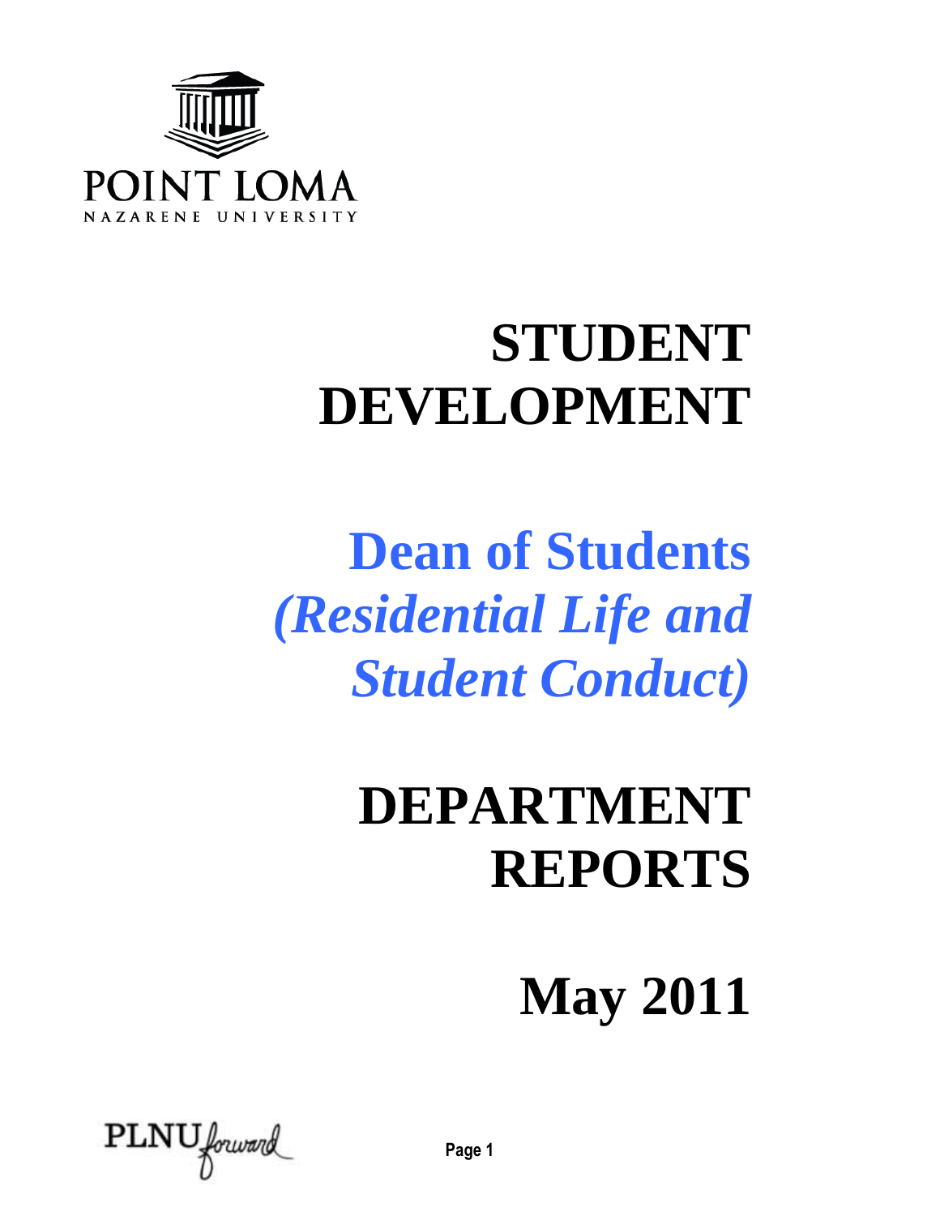POINT LOMA
NAZARENE UNIVERSITY

# STUDENT DEVELOPMENT

## Dean of Students
## *(Residential Life and Student Conduct)*

# DEPARTMENT REPORTS

## May 2011

PLNU forward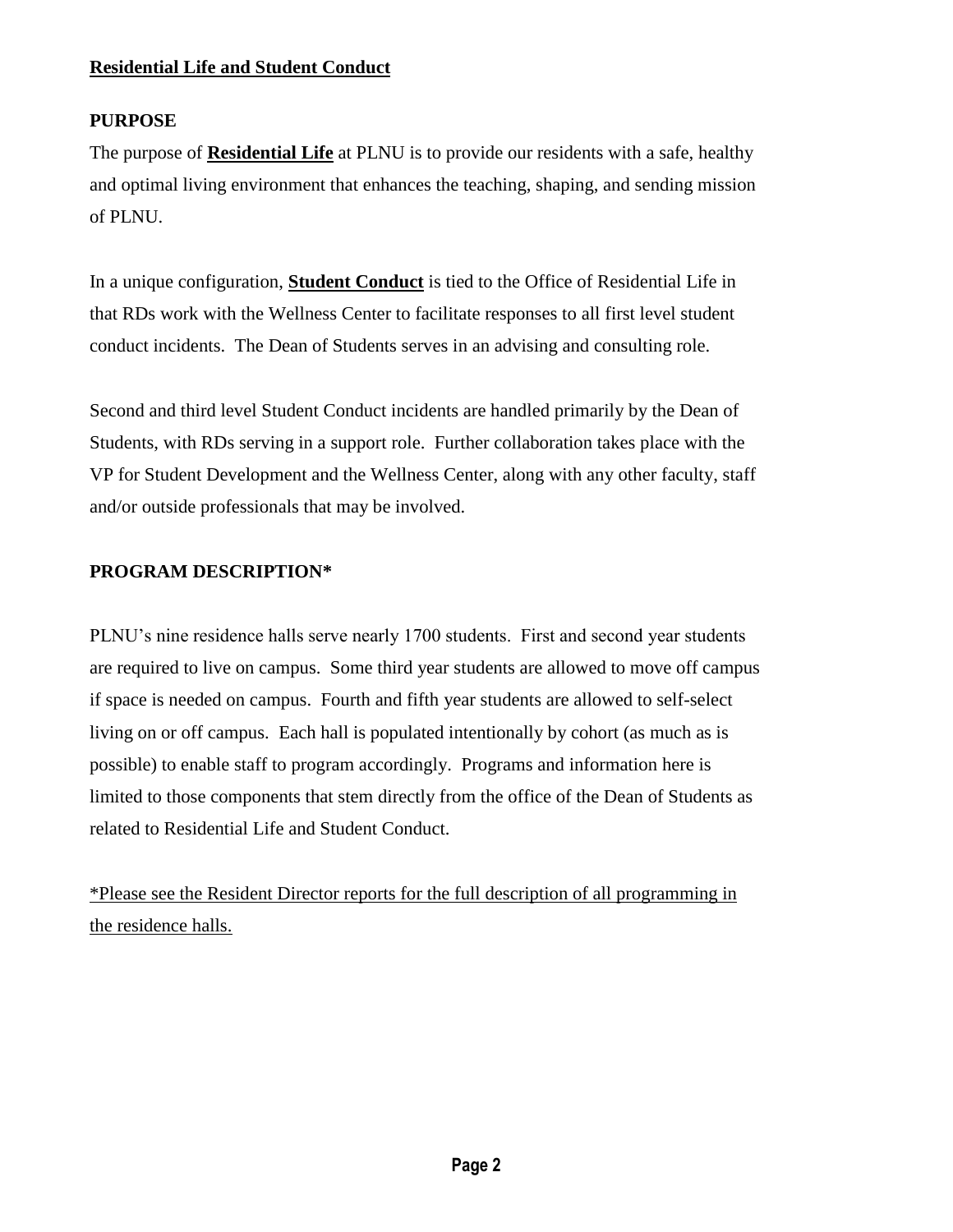## Residential Life and Student Conduct

### PURPOSE

The purpose of **Residential Life** at PLNU is to provide our residents with a safe, healthy and optimal living environment that enhances the teaching, shaping, and sending mission of PLNU.

In a unique configuration, **Student Conduct** is tied to the Office of Residential Life in that RDs work with the Wellness Center to facilitate responses to all first level student conduct incidents. The Dean of Students serves in an advising and consulting role.

Second and third level Student Conduct incidents are handled primarily by the Dean of Students, with RDs serving in a support role. Further collaboration takes place with the VP for Student Development and the Wellness Center, along with any other faculty, staff and/or outside professionals that may be involved.

### PROGRAM DESCRIPTION*

PLNU's nine residence halls serve nearly 1700 students. First and second year students are required to live on campus. Some third year students are allowed to move off campus if space is needed on campus. Fourth and fifth year students are allowed to self-select living on or off campus. Each hall is populated intentionally by cohort (as much as is possible) to enable staff to program accordingly. Programs and information here is limited to those components that stem directly from the office of the Dean of Students as related to Residential Life and Student Conduct.

*Please see the Resident Director reports for the full description of all programming in the residence halls.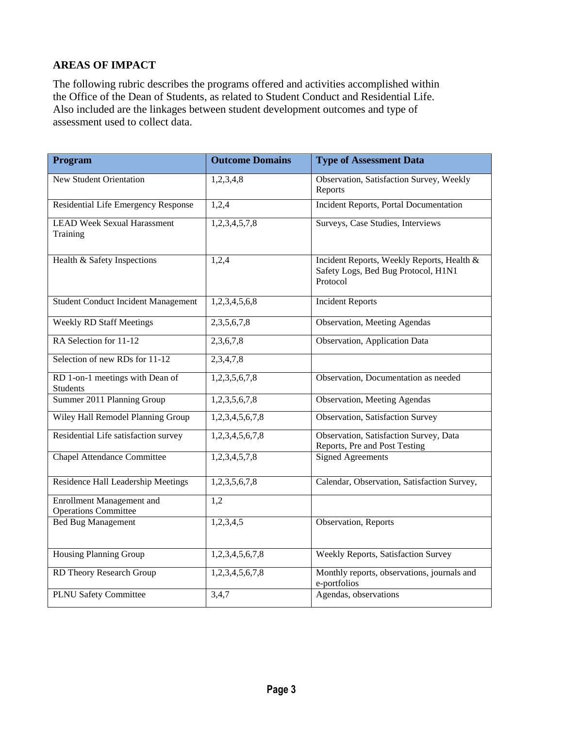## AREAS OF IMPACT

The following rubric describes the programs offered and activities accomplished within the Office of the Dean of Students, as related to Student Conduct and Residential Life. Also included are the linkages between student development outcomes and type of assessment used to collect data.

| Program | Outcome Domains | Type of Assessment Data |
|---|---|---|
| New Student Orientation | 1,2,3,4,8 | Observation, Satisfaction Survey, Weekly Reports |
| Residential Life Emergency Response | 1,2,4 | Incident Reports, Portal Documentation |
| LEAD Week Sexual Harassment Training | 1,2,3,4,5,7,8 | Surveys, Case Studies, Interviews |
| Health & Safety Inspections | 1,2,4 | Incident Reports, Weekly Reports, Health & Safety Logs, Bed Bug Protocol, H1N1 Protocol |
| Student Conduct Incident Management | 1,2,3,4,5,6,8 | Incident Reports |
| Weekly RD Staff Meetings | 2,3,5,6,7,8 | Observation, Meeting Agendas |
| RA Selection for 11-12 | 2,3,6,7,8 | Observation, Application Data |
| Selection of new RDs for 11-12 | 2,3,4,7,8 | |
| RD 1-on-1 meetings with Dean of Students | 1,2,3,5,6,7,8 | Observation, Documentation as needed |
| Summer 2011 Planning Group | 1,2,3,5,6,7,8 | Observation, Meeting Agendas |
| Wiley Hall Remodel Planning Group | 1,2,3,4,5,6,7,8 | Observation, Satisfaction Survey |
| Residential Life satisfaction survey | 1,2,3,4,5,6,7,8 | Observation, Satisfaction Survey, Data Reports, Pre and Post Testing |
| Chapel Attendance Committee | 1,2,3,4,5,7,8 | Signed Agreements |
| Residence Hall Leadership Meetings | 1,2,3,5,6,7,8 | Calendar, Observation, Satisfaction Survey, |
| Enrollment Management and Operations Committee | 1,2 | |
| Bed Bug Management | 1,2,3,4,5 | Observation, Reports |
| Housing Planning Group | 1,2,3,4,5,6,7,8 | Weekly Reports, Satisfaction Survey |
| RD Theory Research Group | 1,2,3,4,5,6,7,8 | Monthly reports, observations, journals and e-portfolios |
| PLNU Safety Committee | 3,4,7 | Agendas, observations |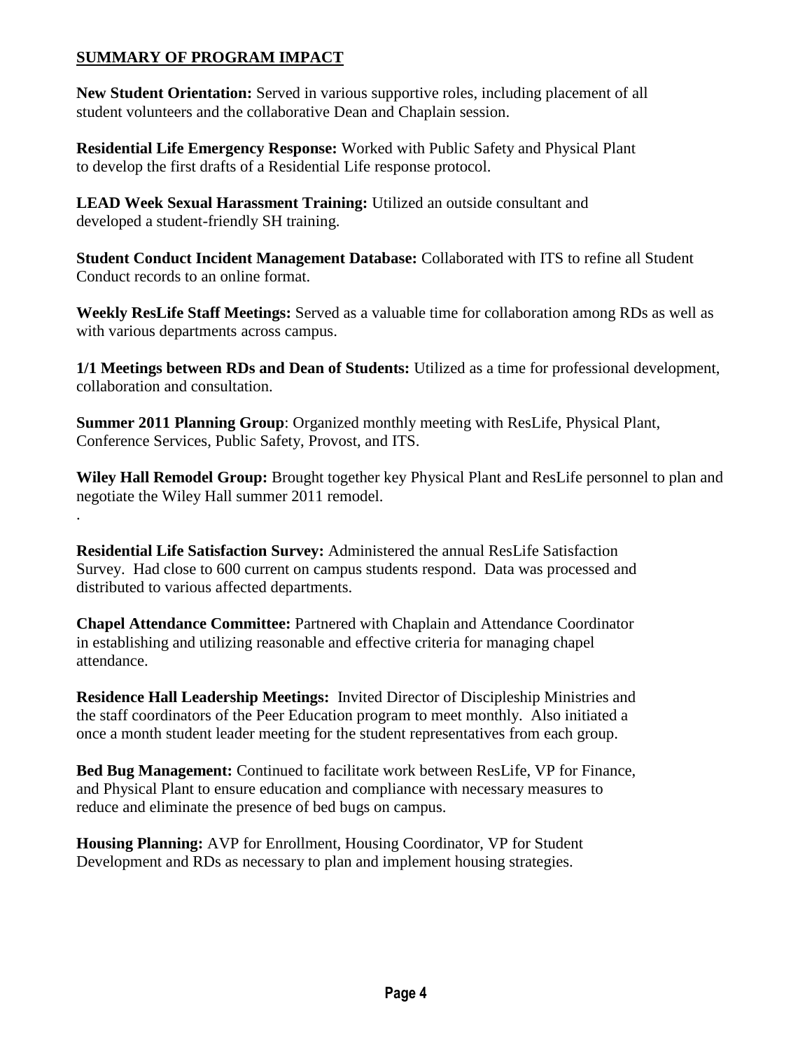## **SUMMARY OF PROGRAM IMPACT**

**New Student Orientation:** Served in various supportive roles, including placement of all student volunteers and the collaborative Dean and Chaplain session.

**Residential Life Emergency Response:** Worked with Public Safety and Physical Plant to develop the first drafts of a Residential Life response protocol.

**LEAD Week Sexual Harassment Training:** Utilized an outside consultant and developed a student-friendly SH training.

**Student Conduct Incident Management Database:** Collaborated with ITS to refine all Student Conduct records to an online format.

**Weekly ResLife Staff Meetings:** Served as a valuable time for collaboration among RDs as well as with various departments across campus.

**1/1 Meetings between RDs and Dean of Students:** Utilized as a time for professional development, collaboration and consultation.

**Summer 2011 Planning Group**: Organized monthly meeting with ResLife, Physical Plant, Conference Services, Public Safety, Provost, and ITS.

**Wiley Hall Remodel Group:** Brought together key Physical Plant and ResLife personnel to plan and negotiate the Wiley Hall summer 2011 remodel.

.

**Residential Life Satisfaction Survey:** Administered the annual ResLife Satisfaction Survey. Had close to 600 current on campus students respond. Data was processed and distributed to various affected departments.

**Chapel Attendance Committee:** Partnered with Chaplain and Attendance Coordinator in establishing and utilizing reasonable and effective criteria for managing chapel attendance.

**Residence Hall Leadership Meetings:** Invited Director of Discipleship Ministries and the staff coordinators of the Peer Education program to meet monthly. Also initiated a once a month student leader meeting for the student representatives from each group.

**Bed Bug Management:** Continued to facilitate work between ResLife, VP for Finance, and Physical Plant to ensure education and compliance with necessary measures to reduce and eliminate the presence of bed bugs on campus.

**Housing Planning:** AVP for Enrollment, Housing Coordinator, VP for Student Development and RDs as necessary to plan and implement housing strategies.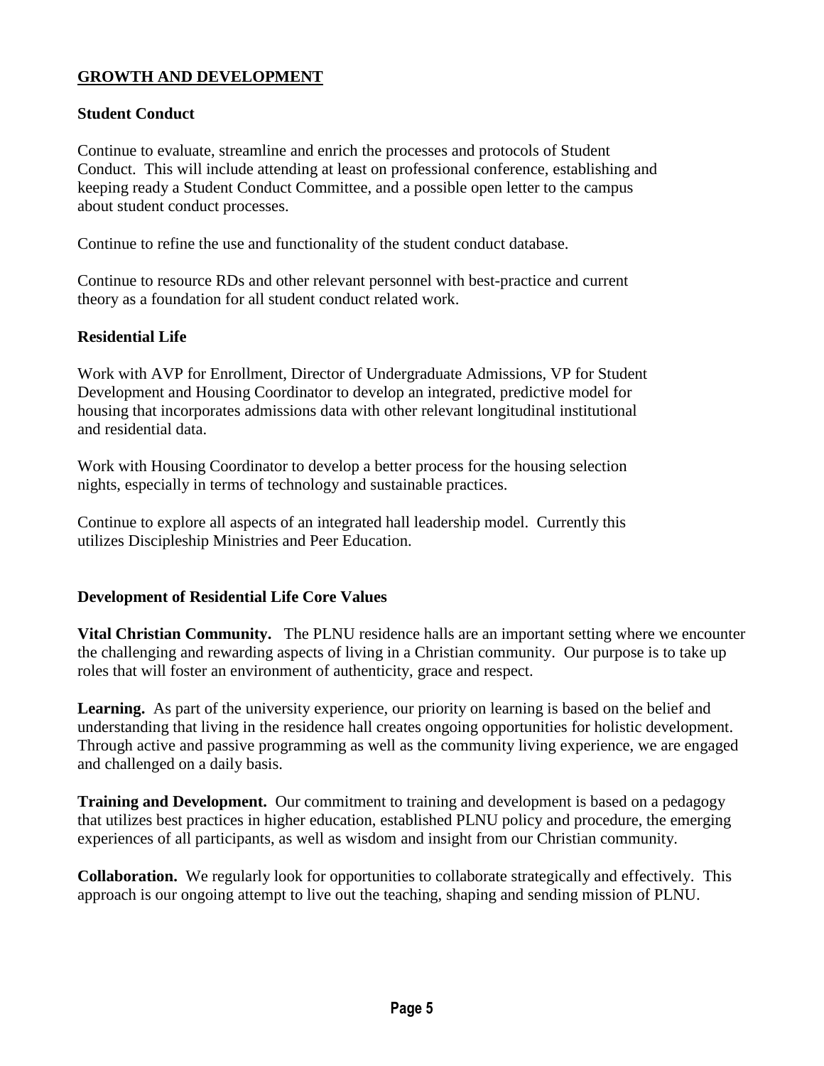## GROWTH AND DEVELOPMENT

### Student Conduct

Continue to evaluate, streamline and enrich the processes and protocols of Student Conduct. This will include attending at least on professional conference, establishing and keeping ready a Student Conduct Committee, and a possible open letter to the campus about student conduct processes.

Continue to refine the use and functionality of the student conduct database.

Continue to resource RDs and other relevant personnel with best-practice and current theory as a foundation for all student conduct related work.

### Residential Life

Work with AVP for Enrollment, Director of Undergraduate Admissions, VP for Student Development and Housing Coordinator to develop an integrated, predictive model for housing that incorporates admissions data with other relevant longitudinal institutional and residential data.

Work with Housing Coordinator to develop a better process for the housing selection nights, especially in terms of technology and sustainable practices.

Continue to explore all aspects of an integrated hall leadership model. Currently this utilizes Discipleship Ministries and Peer Education.

### Development of Residential Life Core Values

**Vital Christian Community.** The PLNU residence halls are an important setting where we encounter the challenging and rewarding aspects of living in a Christian community. Our purpose is to take up roles that will foster an environment of authenticity, grace and respect.

**Learning.** As part of the university experience, our priority on learning is based on the belief and understanding that living in the residence hall creates ongoing opportunities for holistic development. Through active and passive programming as well as the community living experience, we are engaged and challenged on a daily basis.

**Training and Development.** Our commitment to training and development is based on a pedagogy that utilizes best practices in higher education, established PLNU policy and procedure, the emerging experiences of all participants, as well as wisdom and insight from our Christian community.

**Collaboration.** We regularly look for opportunities to collaborate strategically and effectively. This approach is our ongoing attempt to live out the teaching, shaping and sending mission of PLNU.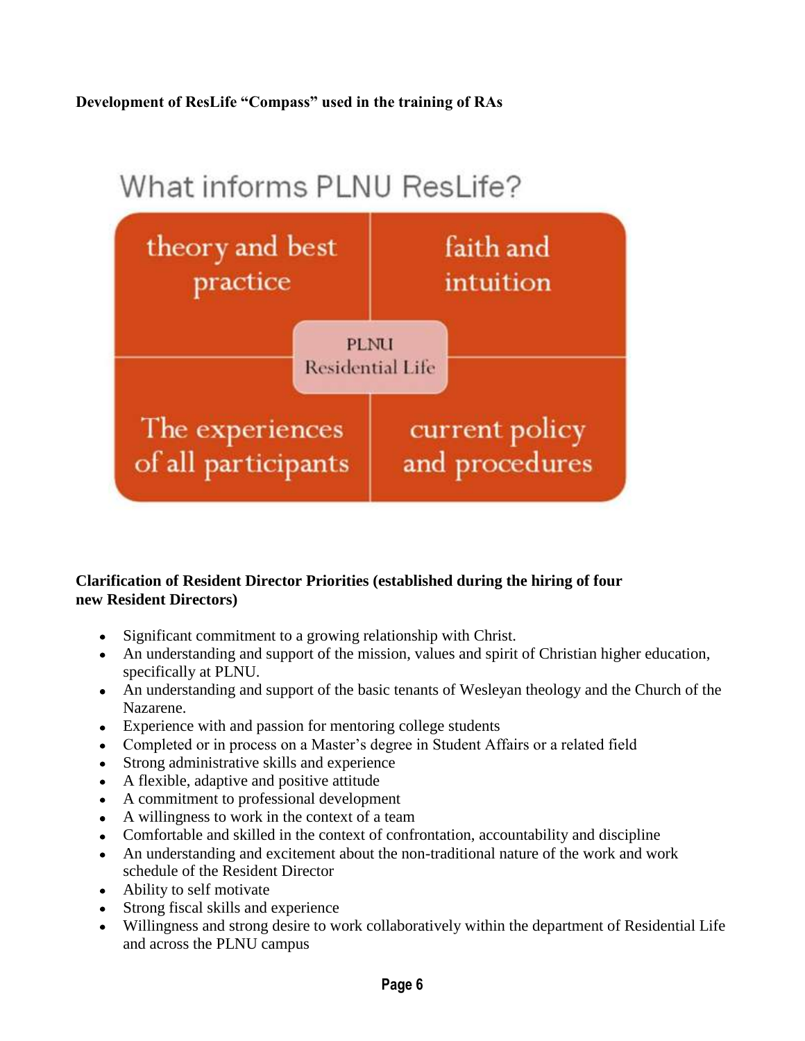**Development of ResLife "Compass" used in the training of RAs**

What informs PLNU ResLife?

| theory and best practice | faith and intuition |
| --- | --- |
| The experiences of all participants | current policy and procedures |

PLNU Residential Life

**Clarification of Resident Director Priorities (established during the hiring of four new Resident Directors)**

- Significant commitment to a growing relationship with Christ.
- An understanding and support of the mission, values and spirit of Christian higher education, specifically at PLNU.
- An understanding and support of the basic tenants of Wesleyan theology and the Church of the Nazarene.
- Experience with and passion for mentoring college students
- Completed or in process on a Master's degree in Student Affairs or a related field
- Strong administrative skills and experience
- A flexible, adaptive and positive attitude
- A commitment to professional development
- A willingness to work in the context of a team
- Comfortable and skilled in the context of confrontation, accountability and discipline
- An understanding and excitement about the non-traditional nature of the work and work schedule of the Resident Director
- Ability to self motivate
- Strong fiscal skills and experience
- Willingness and strong desire to work collaboratively within the department of Residential Life and across the PLNU campus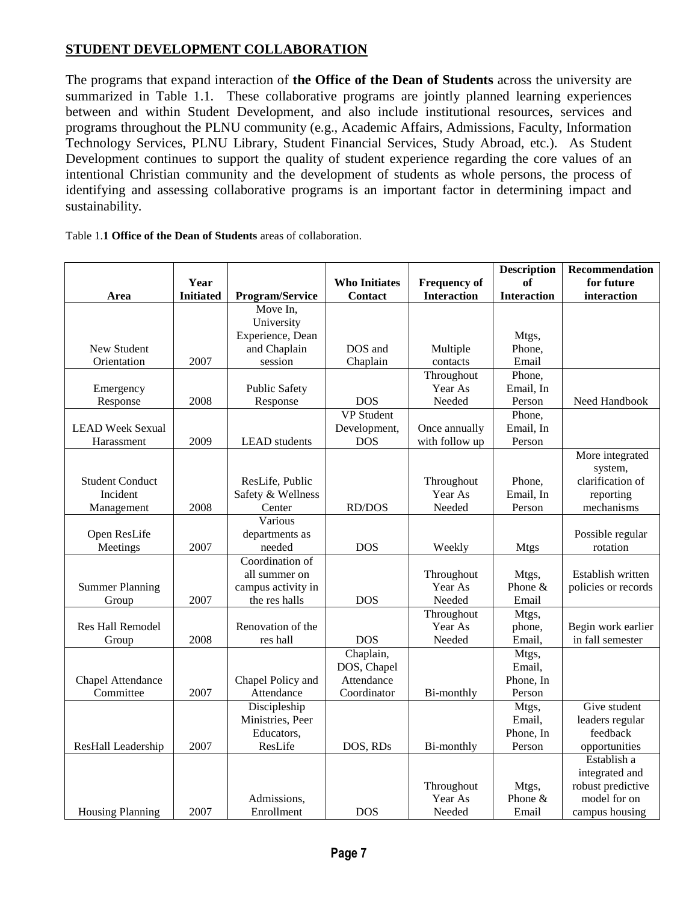## STUDENT DEVELOPMENT COLLABORATION

The programs that expand interaction of **the Office of the Dean of Students** across the university are summarized in Table 1.1. These collaborative programs are jointly planned learning experiences between and within Student Development, and also include institutional resources, services and programs throughout the PLNU community (e.g., Academic Affairs, Admissions, Faculty, Information Technology Services, PLNU Library, Student Financial Services, Study Abroad, etc.). As Student Development continues to support the quality of student experience regarding the core values of an intentional Christian community and the development of students as whole persons, the process of identifying and assessing collaborative programs is an important factor in determining impact and sustainability.

Table 1.**1 Office of the Dean of Students** areas of collaboration.

| Area | Year Initiated | Program/Service | Who Initiates Contact | Frequency of Interaction | Description of Interaction | Recommendation for future interaction |
|---|---|---|---|---|---|---|
| New Student Orientation | 2007 | Move In, University Experience, Dean and Chaplain session | DOS and Chaplain | Multiple contacts | Mtgs, Phone, Email | |
| Emergency Response | 2008 | Public Safety Response | DOS | Throughout Year As Needed | Phone, Email, In Person | Need Handbook |
| LEAD Week Sexual Harassment | 2009 | LEAD students | VP Student Development, DOS | Once annually with follow up | Phone, Email, In Person | |
| Student Conduct Incident Management | 2008 | ResLife, Public Safety & Wellness Center | RD/DOS | Throughout Year As Needed | Phone, Email, In Person | More integrated system, clarification of reporting mechanisms |
| Open ResLife Meetings | 2007 | Various departments as needed | DOS | Weekly | Mtgs | Possible regular rotation |
| Summer Planning Group | 2007 | Coordination of all summer on campus activity in the res halls | DOS | Throughout Year As Needed | Mtgs, Phone & Email | Establish written policies or records |
| Res Hall Remodel Group | 2008 | Renovation of the res hall | DOS | Throughout Year As Needed | Mtgs, phone, Email, | Begin work earlier in fall semester |
| Chapel Attendance Committee | 2007 | Chapel Policy and Attendance | Chaplain, DOS, Chapel Attendance Coordinator | Bi-monthly | Mtgs, Email, Phone, In Person | |
| ResHall Leadership | 2007 | Discipleship Ministries, Peer Educators, ResLife | DOS, RDs | Bi-monthly | Mtgs, Email, Phone, In Person | Give student leaders regular feedback opportunities |
| Housing Planning | 2007 | Admissions, Enrollment | DOS | Throughout Year As Needed | Mtgs, Phone & Email | Establish a integrated and robust predictive model for on campus housing |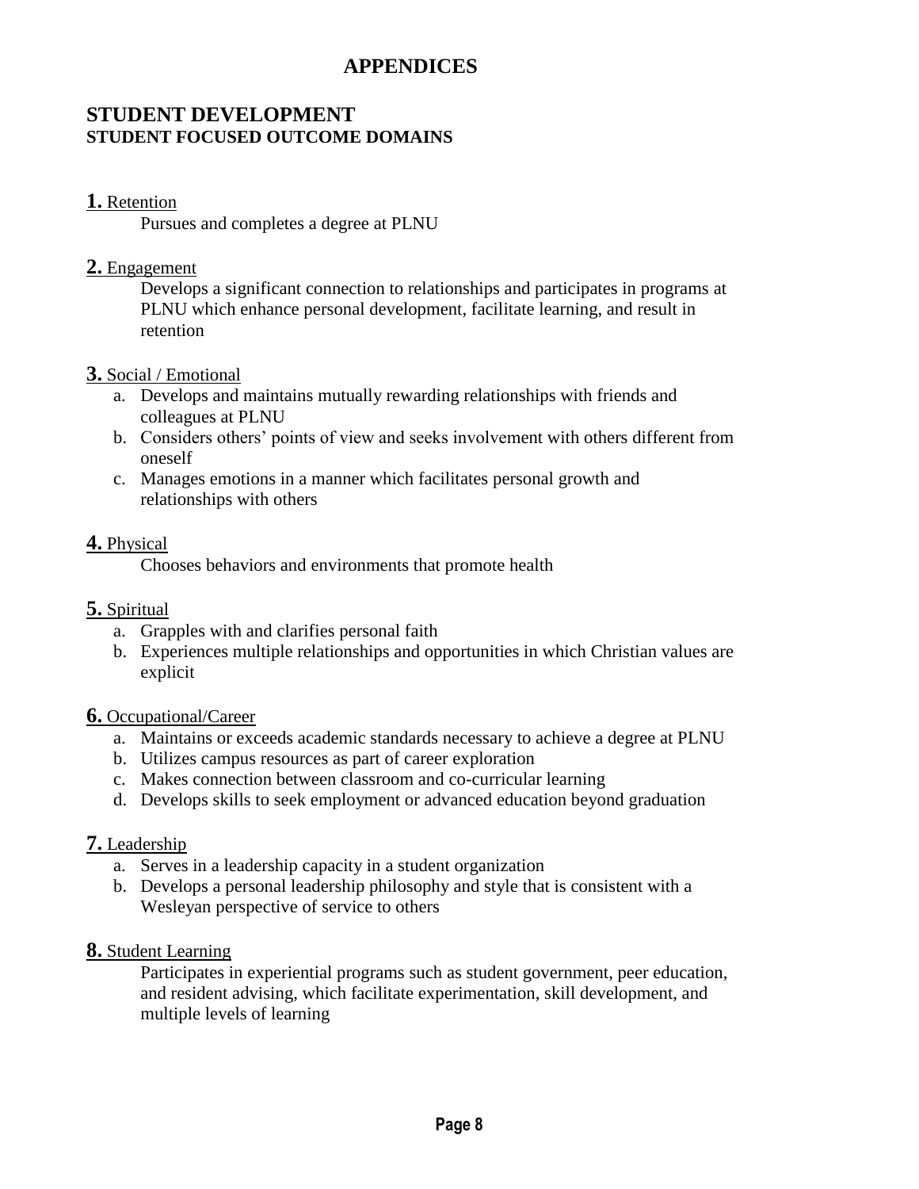# APPENDICES

## STUDENT DEVELOPMENT

### STUDENT FOCUSED OUTCOME DOMAINS

**1.** Retention

Pursues and completes a degree at PLNU

**2.** Engagement

Develops a significant connection to relationships and participates in programs at PLNU which enhance personal development, facilitate learning, and result in retention

**3.** Social / Emotional

a. Develops and maintains mutually rewarding relationships with friends and colleagues at PLNU
b. Considers others' points of view and seeks involvement with others different from oneself
c. Manages emotions in a manner which facilitates personal growth and relationships with others

**4.** Physical

Chooses behaviors and environments that promote health

**5.** Spiritual

a. Grapples with and clarifies personal faith
b. Experiences multiple relationships and opportunities in which Christian values are explicit

**6.** Occupational/Career

a. Maintains or exceeds academic standards necessary to achieve a degree at PLNU
b. Utilizes campus resources as part of career exploration
c. Makes connection between classroom and co-curricular learning
d. Develops skills to seek employment or advanced education beyond graduation

**7.** Leadership

a. Serves in a leadership capacity in a student organization
b. Develops a personal leadership philosophy and style that is consistent with a Wesleyan perspective of service to others

**8.** Student Learning

Participates in experiential programs such as student government, peer education, and resident advising, which facilitate experimentation, skill development, and multiple levels of learning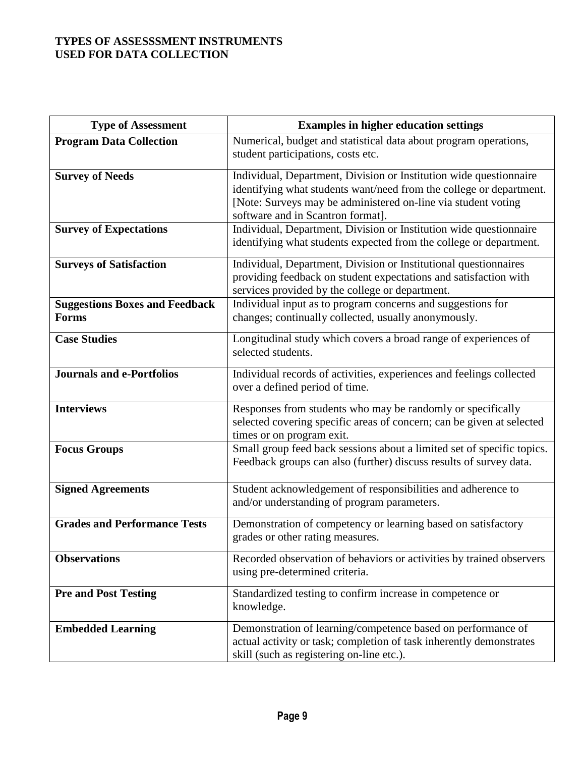**TYPES OF ASSESSSMENT INSTRUMENTS USED FOR DATA COLLECTION**

| Type of Assessment | Examples in higher education settings |
|---|---|
| **Program Data Collection** | Numerical, budget and statistical data about program operations, student participations, costs etc. |
| **Survey of Needs** | Individual, Department, Division or Institution wide questionnaire identifying what students want/need from the college or department. [Note: Surveys may be administered on-line via student voting software and in Scantron format]. |
| **Survey of Expectations** | Individual, Department, Division or Institution wide questionnaire identifying what students expected from the college or department. |
| **Surveys of Satisfaction** | Individual, Department, Division or Institutional questionnaires providing feedback on student expectations and satisfaction with services provided by the college or department. |
| **Suggestions Boxes and Feedback Forms** | Individual input as to program concerns and suggestions for changes; continually collected, usually anonymously. |
| **Case Studies** | Longitudinal study which covers a broad range of experiences of selected students. |
| **Journals and e-Portfolios** | Individual records of activities, experiences and feelings collected over a defined period of time. |
| **Interviews** | Responses from students who may be randomly or specifically selected covering specific areas of concern; can be given at selected times or on program exit. |
| **Focus Groups** | Small group feed back sessions about a limited set of specific topics. Feedback groups can also (further) discuss results of survey data. |
| **Signed Agreements** | Student acknowledgement of responsibilities and adherence to and/or understanding of program parameters. |
| **Grades and Performance Tests** | Demonstration of competency or learning based on satisfactory grades or other rating measures. |
| **Observations** | Recorded observation of behaviors or activities by trained observers using pre-determined criteria. |
| **Pre and Post Testing** | Standardized testing to confirm increase in competence or knowledge. |
| **Embedded Learning** | Demonstration of learning/competence based on performance of actual activity or task; completion of task inherently demonstrates skill (such as registering on-line etc.). |